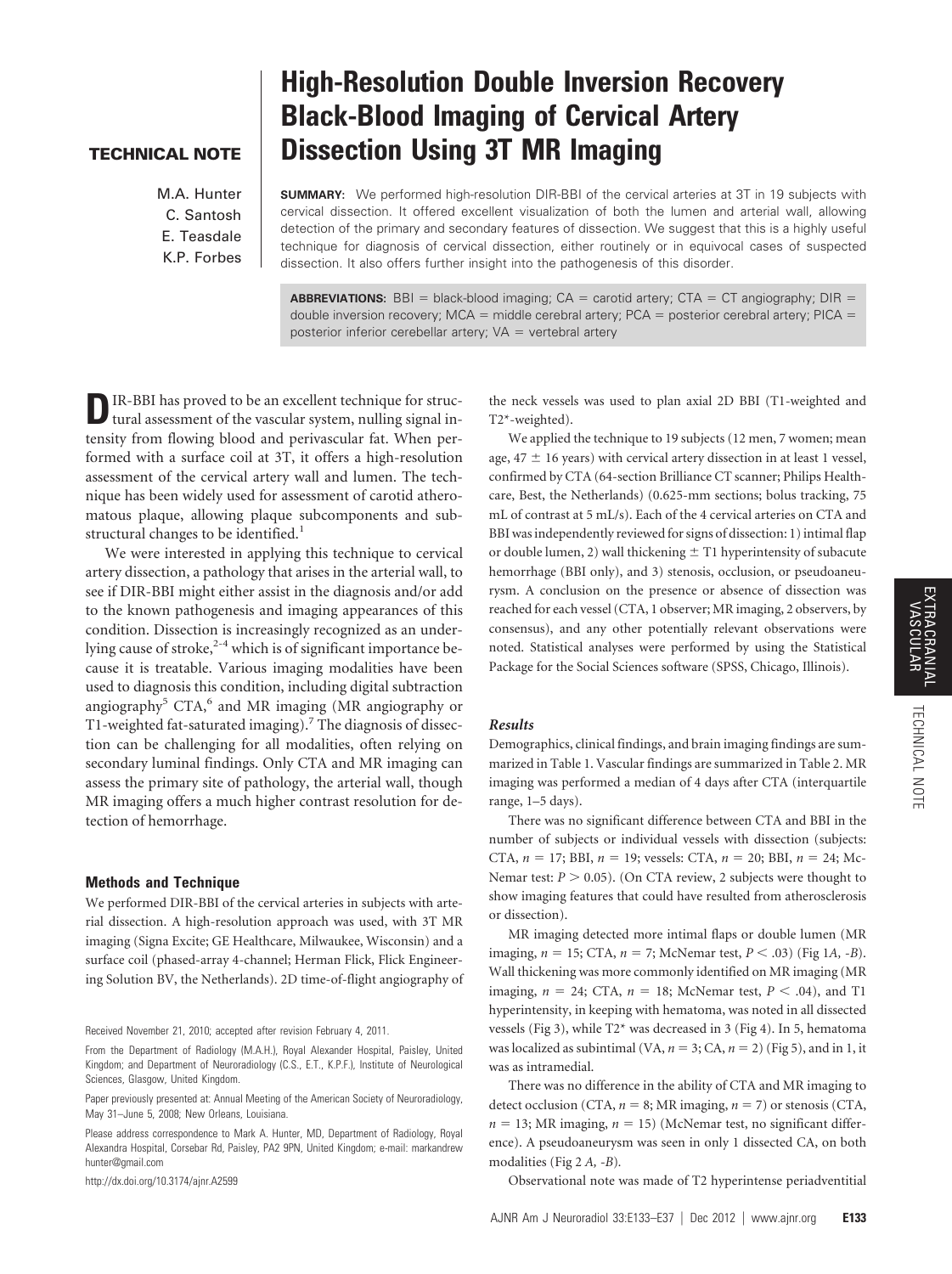**TECHNICAL NOTE**

# High-Resolution Double Inversion Recovery Black-Blood Imaging of Cervical Artery Dissection Using 3T MR Imaging

M.A. Hunter
C. Santosh
E. Teasdale
K.P. Forbes

**SUMMARY:** We performed high-resolution DIR-BBI of the cervical arteries at 3T in 19 subjects with cervical dissection. It offered excellent visualization of both the lumen and arterial wall, allowing detection of the primary and secondary features of dissection. We suggest that this is a highly useful technique for diagnosis of cervical dissection, either routinely or in equivocal cases of suspected dissection. It also offers further insight into the pathogenesis of this disorder.

**ABBREVIATIONS:** BBI = black-blood imaging; CA = carotid artery; CTA = CT angiography; DIR = double inversion recovery; MCA = middle cerebral artery; PCA = posterior cerebral artery; PICA = posterior inferior cerebellar artery; VA = vertebral artery

DIR-BBI has proved to be an excellent technique for structural assessment of the vascular system, nulling signal intensity from flowing blood and perivascular fat. When performed with a surface coil at 3T, it offers a high-resolution assessment of the cervical artery wall and lumen. The technique has been widely used for assessment of carotid atheromatous plaque, allowing plaque subcomponents and substructural changes to be identified.[1]

We were interested in applying this technique to cervical artery dissection, a pathology that arises in the arterial wall, to see if DIR-BBI might either assist in the diagnosis and/or add to the known pathogenesis and imaging appearances of this condition. Dissection is increasingly recognized as an underlying cause of stroke,[2-4] which is of significant importance because it is treatable. Various imaging modalities have been used to diagnosis this condition, including digital subtraction angiography[5] CTA,[6] and MR imaging (MR angiography or T1-weighted fat-saturated imaging).[7] The diagnosis of dissection can be challenging for all modalities, often relying on secondary luminal findings. Only CTA and MR imaging can assess the primary site of pathology, the arterial wall, though MR imaging offers a much higher contrast resolution for detection of hemorrhage.

## Methods and Technique

We performed DIR-BBI of the cervical arteries in subjects with arterial dissection. A high-resolution approach was used, with 3T MR imaging (Signa Excite; GE Healthcare, Milwaukee, Wisconsin) and a surface coil (phased-array 4-channel; Herman Flick, Flick Engineering Solution BV, the Netherlands). 2D time-of-flight angiography of the neck vessels was used to plan axial 2D BBI (T1-weighted and T2*-weighted).

We applied the technique to 19 subjects (12 men, 7 women; mean age, 47 ± 16 years) with cervical artery dissection in at least 1 vessel, confirmed by CTA (64-section Brilliance CT scanner; Philips Healthcare, Best, the Netherlands) (0.625-mm sections; bolus tracking, 75 mL of contrast at 5 mL/s). Each of the 4 cervical arteries on CTA and BBI was independently reviewed for signs of dissection: 1) intimal flap or double lumen, 2) wall thickening ± T1 hyperintensity of subacute hemorrhage (BBI only), and 3) stenosis, occlusion, or pseudoaneurysm. A conclusion on the presence or absence of dissection was reached for each vessel (CTA, 1 observer; MR imaging, 2 observers, by consensus), and any other potentially relevant observations were noted. Statistical analyses were performed by using the Statistical Package for the Social Sciences software (SPSS, Chicago, Illinois).

## Results

Demographics, clinical findings, and brain imaging findings are summarized in Table 1. Vascular findings are summarized in Table 2. MR imaging was performed a median of 4 days after CTA (interquartile range, 1–5 days).

There was no significant difference between CTA and BBI in the number of subjects or individual vessels with dissection (subjects: CTA, $n = 17$; BBI, $n = 19$; vessels: CTA, $n = 20$; BBI, $n = 24$; McNemar test: $P > 0.05$). (On CTA review, 2 subjects were thought to show imaging features that could have resulted from atherosclerosis or dissection).

MR imaging detected more intimal flaps or double lumen (MR imaging, $n = 15$; CTA, $n = 7$; McNemar test, $P < .03$) (Fig 1*A*, *-B*). Wall thickening was more commonly identified on MR imaging (MR imaging, $n = 24$; CTA, $n = 18$; McNemar test, $P < .04$), and T1 hyperintensity, in keeping with hematoma, was noted in all dissected vessels (Fig 3), while T2* was decreased in 3 (Fig 4). In 5, hematoma was localized as subintimal (VA, $n = 3$; CA, $n = 2$) (Fig 5), and in 1, it was as intramedial.

There was no difference in the ability of CTA and MR imaging to detect occlusion (CTA, $n = 8$; MR imaging, $n = 7$) or stenosis (CTA, $n = 13$; MR imaging, $n = 15$) (McNemar test, no significant difference). A pseudoaneurysm was seen in only 1 dissected CA, on both modalities (Fig 2 *A*, *-B*).

Observational note was made of T2 hyperintense periadventitial

Received November 21, 2010; accepted after revision February 4, 2011.

From the Department of Radiology (M.A.H.), Royal Alexander Hospital, Paisley, United Kingdom; and Department of Neuroradiology (C.S., E.T., K.P.F.), Institute of Neurological Sciences, Glasgow, United Kingdom.

Paper previously presented at: Annual Meeting of the American Society of Neuroradiology, May 31–June 5, 2008; New Orleans, Louisiana.

Please address correspondence to Mark A. Hunter, MD, Department of Radiology, Royal Alexandra Hospital, Corsebar Rd, Paisley, PA2 9PN, United Kingdom; e-mail: markandrew hunter@gmail.com

http://dx.doi.org/10.3174/ajnr.A2599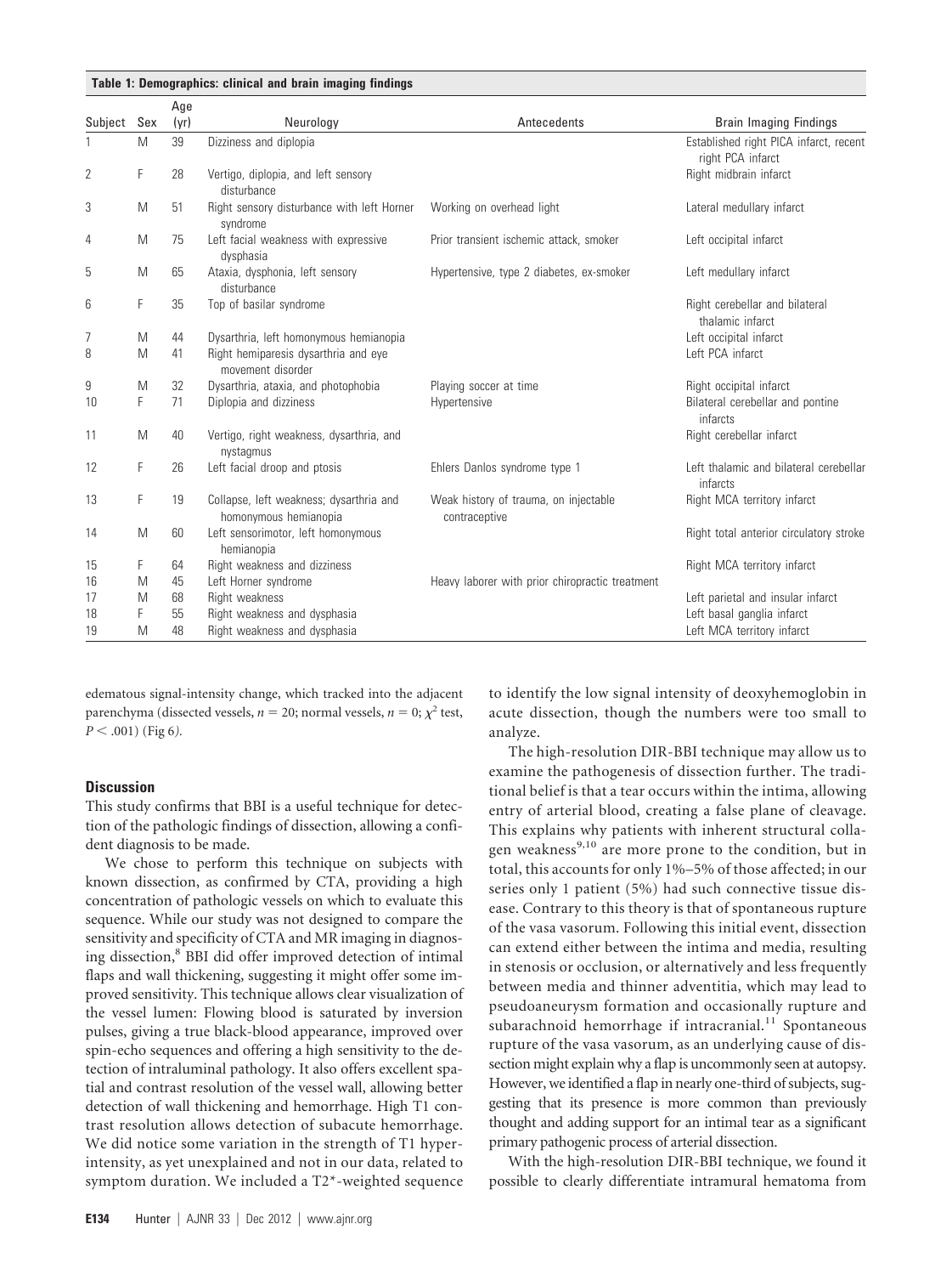**Table 1: Demographics: clinical and brain imaging findings**

| Subject | Sex | Age (yr) | Neurology | Antecedents | Brain Imaging Findings |
|---|---|---|---|---|---|
| 1 | M | 39 | Dizziness and diplopia | | Established right PICA infarct, recent right PCA infarct |
| 2 | F | 28 | Vertigo, diplopia, and left sensory disturbance | | Right midbrain infarct |
| 3 | M | 51 | Right sensory disturbance with left Horner syndrome | Working on overhead light | Lateral medullary infarct |
| 4 | M | 75 | Left facial weakness with expressive dysphasia | Prior transient ischemic attack, smoker | Left occipital infarct |
| 5 | M | 65 | Ataxia, dysphonia, left sensory disturbance | Hypertensive, type 2 diabetes, ex-smoker | Left medullary infarct |
| 6 | F | 35 | Top of basilar syndrome | | Right cerebellar and bilateral thalamic infarct |
| 7 | M | 44 | Dysarthria, left homonymous hemianopia | | Left occipital infarct |
| 8 | M | 41 | Right hemiparesis dysarthria and eye movement disorder | | Left PCA infarct |
| 9 | M | 32 | Dysarthria, ataxia, and photophobia | Playing soccer at time | Right occipital infarct |
| 10 | F | 71 | Diplopia and dizziness | Hypertensive | Bilateral cerebellar and pontine infarcts |
| 11 | M | 40 | Vertigo, right weakness, dysarthria, and nystagmus | | Right cerebellar infarct |
| 12 | F | 26 | Left facial droop and ptosis | Ehlers Danlos syndrome type 1 | Left thalamic and bilateral cerebellar infarcts |
| 13 | F | 19 | Collapse, left weakness; dysarthria and homonymous hemianopia | Weak history of trauma, on injectable contraceptive | Right MCA territory infarct |
| 14 | M | 60 | Left sensorimotor, left homonymous hemianopia | | Right total anterior circulatory stroke |
| 15 | F | 64 | Right weakness and dizziness | | Right MCA territory infarct |
| 16 | M | 45 | Left Horner syndrome | Heavy laborer with prior chiropractic treatment | |
| 17 | M | 68 | Right weakness | | Left parietal and insular infarct |
| 18 | F | 55 | Right weakness and dysphasia | | Left basal ganglia infarct |
| 19 | M | 48 | Right weakness and dysphasia | | Left MCA territory infarct |

edematous signal-intensity change, which tracked into the adjacent parenchyma (dissected vessels, $n = 20$; normal vessels, $n = 0$; $\chi^2$ test, $P < .001$) (Fig 6).

## Discussion

This study confirms that BBI is a useful technique for detection of the pathologic findings of dissection, allowing a confident diagnosis to be made.

We chose to perform this technique on subjects with known dissection, as confirmed by CTA, providing a high concentration of pathologic vessels on which to evaluate this sequence. While our study was not designed to compare the sensitivity and specificity of CTA and MR imaging in diagnosing dissection,[8] BBI did offer improved detection of intimal flaps and wall thickening, suggesting it might offer some improved sensitivity. This technique allows clear visualization of the vessel lumen: Flowing blood is saturated by inversion pulses, giving a true black-blood appearance, improved over spin-echo sequences and offering a high sensitivity to the detection of intraluminal pathology. It also offers excellent spatial and contrast resolution of the vessel wall, allowing better detection of wall thickening and hemorrhage. High T1 contrast resolution allows detection of subacute hemorrhage. We did notice some variation in the strength of T1 hyperintensity, as yet unexplained and not in our data, related to symptom duration. We included a T2*-weighted sequence to identify the low signal intensity of deoxyhemoglobin in acute dissection, though the numbers were too small to analyze.

The high-resolution DIR-BBI technique may allow us to examine the pathogenesis of dissection further. The traditional belief is that a tear occurs within the intima, allowing entry of arterial blood, creating a false plane of cleavage. This explains why patients with inherent structural collagen weakness[9,10] are more prone to the condition, but in total, this accounts for only 1%–5% of those affected; in our series only 1 patient (5%) had such connective tissue disease. Contrary to this theory is that of spontaneous rupture of the vasa vasorum. Following this initial event, dissection can extend either between the intima and media, resulting in stenosis or occlusion, or alternatively and less frequently between media and thinner adventitia, which may lead to pseudoaneurysm formation and occasionally rupture and subarachnoid hemorrhage if intracranial.[11] Spontaneous rupture of the vasa vasorum, as an underlying cause of dissection might explain why a flap is uncommonly seen at autopsy. However, we identified a flap in nearly one-third of subjects, suggesting that its presence is more common than previously thought and adding support for an intimal tear as a significant primary pathogenic process of arterial dissection.

With the high-resolution DIR-BBI technique, we found it possible to clearly differentiate intramural hematoma from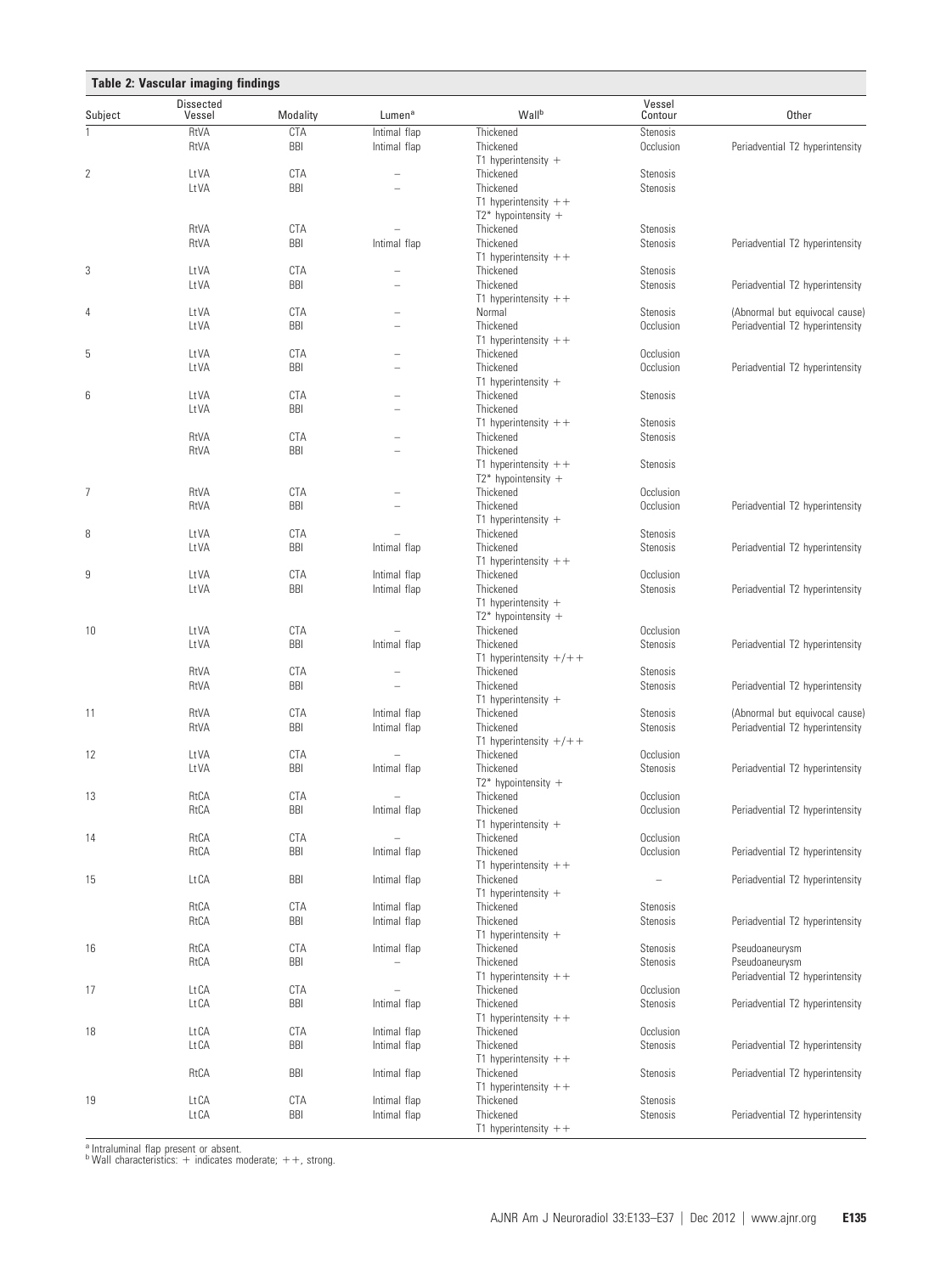**Table 2: Vascular imaging findings**

| Subject | Dissected Vessel | Modality | Lumen[a] | Wall[b] | Vessel Contour | Other |
|---|---|---|---|---|---|---|
| 1 | RtVA | CTA | Intimal flap | Thickened | Stenosis | |
| | RtVA | BBI | Intimal flap | Thickened<br>T1 hyperintensity + | Occlusion | Periadventital T2 hyperintensity |
| 2 | LtVA | CTA | – | Thickened | Stenosis | |
| | LtVA | BBI | – | Thickened<br>T1 hyperintensity ++<br>T2* hypointensity + | Stenosis | |
| | RtVA | CTA | – | Thickened | Stenosis | |
| | RtVA | BBI | Intimal flap | Thickened<br>T1 hyperintensity ++ | Stenosis | Periadventital T2 hyperintensity |
| 3 | LtVA | CTA | – | Thickened | Stenosis | |
| | LtVA | BBI | – | Thickened<br>T1 hyperintensity ++ | Stenosis | Periadventital T2 hyperintensity |
| 4 | LtVA | CTA | – | Normal | Stenosis | (Abnormal but equivocal cause) |
| | LtVA | BBI | – | Thickened<br>T1 hyperintensity ++ | Occlusion | Periadventital T2 hyperintensity |
| 5 | LtVA | CTA | – | Thickened | Occlusion | |
| | LtVA | BBI | – | Thickened<br>T1 hyperintensity + | Occlusion | Periadventital T2 hyperintensity |
| 6 | LtVA | CTA | – | Thickened | Stenosis | |
| | LtVA | BBI | – | Thickened<br>T1 hyperintensity ++ | Stenosis | |
| | RtVA | CTA | – | Thickened | Stenosis | |
| | RtVA | BBI | – | Thickened<br>T1 hyperintensity ++<br>T2* hypointensity + | Stenosis | |
| 7 | RtVA | CTA | – | Thickened | Occlusion | |
| | RtVA | BBI | – | Thickened<br>T1 hyperintensity + | Occlusion | Periadventital T2 hyperintensity |
| 8 | LtVA | CTA | – | Thickened | Stenosis | |
| | LtVA | BBI | Intimal flap | Thickened<br>T1 hyperintensity ++ | Stenosis | Periadventital T2 hyperintensity |
| 9 | LtVA | CTA | Intimal flap | Thickened | Occlusion | |
| | LtVA | BBI | Intimal flap | Thickened<br>T1 hyperintensity +<br>T2* hypointensity + | Stenosis | Periadventital T2 hyperintensity |
| 10 | LtVA | CTA | – | Thickened | Occlusion | |
| | LtVA | BBI | Intimal flap | Thickened<br>T1 hyperintensity +/++ | Stenosis | Periadventital T2 hyperintensity |
| | RtVA | CTA | – | Thickened | Stenosis | |
| | RtVA | BBI | – | Thickened<br>T1 hyperintensity + | Stenosis | Periadventital T2 hyperintensity |
| 11 | RtVA | CTA | Intimal flap | Thickened | Stenosis | (Abnormal but equivocal cause) |
| | RtVA | BBI | Intimal flap | Thickened<br>T1 hyperintensity +/++ | Stenosis | Periadventital T2 hyperintensity |
| 12 | LtVA | CTA | – | Thickened | Occlusion | |
| | LtVA | BBI | Intimal flap | Thickened<br>T2* hypointensity + | Stenosis | Periadventital T2 hyperintensity |
| 13 | RtCA | CTA | – | Thickened | Occlusion | |
| | RtCA | BBI | Intimal flap | Thickened<br>T1 hyperintensity + | Occlusion | Periadventital T2 hyperintensity |
| 14 | RtCA | CTA | – | Thickened | Occlusion | |
| | RtCA | BBI | Intimal flap | Thickened<br>T1 hyperintensity ++ | Occlusion | Periadventital T2 hyperintensity |
| 15 | LtCA | BBI | Intimal flap | Thickened<br>T1 hyperintensity + | – | Periadventital T2 hyperintensity |
| | RtCA | CTA | Intimal flap | Thickened | Stenosis | |
| | RtCA | BBI | Intimal flap | Thickened<br>T1 hyperintensity + | Stenosis | Periadventital T2 hyperintensity |
| 16 | RtCA | CTA | Intimal flap | Thickened | Stenosis | Pseudoaneurysm |
| | RtCA | BBI | – | Thickened<br>T1 hyperintensity ++ | Stenosis | Pseudoaneurysm<br>Periadventital T2 hyperintensity |
| 17 | LtCA | CTA | – | Thickened | Occlusion | |
| | LtCA | BBI | Intimal flap | Thickened<br>T1 hyperintensity ++ | Stenosis | Periadventital T2 hyperintensity |
| 18 | LtCA | CTA | Intimal flap | Thickened | Occlusion | |
| | LtCA | BBI | Intimal flap | Thickened<br>T1 hyperintensity ++ | Stenosis | Periadventital T2 hyperintensity |
| | RtCA | BBI | Intimal flap | Thickened<br>T1 hyperintensity ++ | Stenosis | Periadventital T2 hyperintensity |
| 19 | LtCA | CTA | Intimal flap | Thickened | Stenosis | |
| | LtCA | BBI | Intimal flap | Thickened<br>T1 hyperintensity ++ | Stenosis | Periadventital T2 hyperintensity |

[a] Intraluminal flap present or absent.
[b] Wall characteristics: + indicates moderate; ++, strong.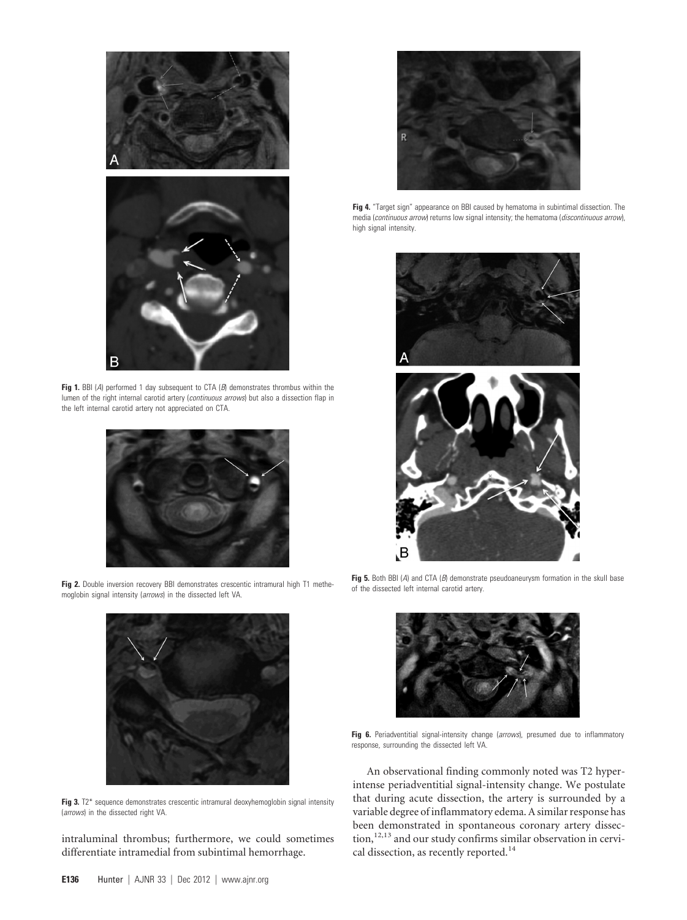**Fig 1.** BBI (*A*) performed 1 day subsequent to CTA (*B*) demonstrates thrombus within the lumen of the right internal carotid artery (*continuous arrows*) but also a dissection flap in the left internal carotid artery not appreciated on CTA.

**Fig 2.** Double inversion recovery BBI demonstrates crescentic intramural high T1 methemoglobin signal intensity (*arrows*) in the dissected left VA.

**Fig 3.** T2* sequence demonstrates crescentic intramural deoxyhemoglobin signal intensity (*arrows*) in the dissected right VA.

intraluminal thrombus; furthermore, we could sometimes differentiate intramedial from subintimal hemorrhage.

**Fig 4.** "Target sign" appearance on BBI caused by hematoma in subintimal dissection. The media (*continuous arrow*) returns low signal intensity; the hematoma (*discontinuous arrow*), high signal intensity.

**Fig 5.** Both BBI (*A*) and CTA (*B*) demonstrate pseudoaneurysm formation in the skull base of the dissected left internal carotid artery.

**Fig 6.** Periadventitial signal-intensity change (*arrows*), presumed due to inflammatory response, surrounding the dissected left VA.

An observational finding commonly noted was T2 hyperintense periadventitial signal-intensity change. We postulate that during acute dissection, the artery is surrounded by a variable degree of inflammatory edema. A similar response has been demonstrated in spontaneous coronary artery dissection,[12,13] and our study confirms similar observation in cervical dissection, as recently reported.[14]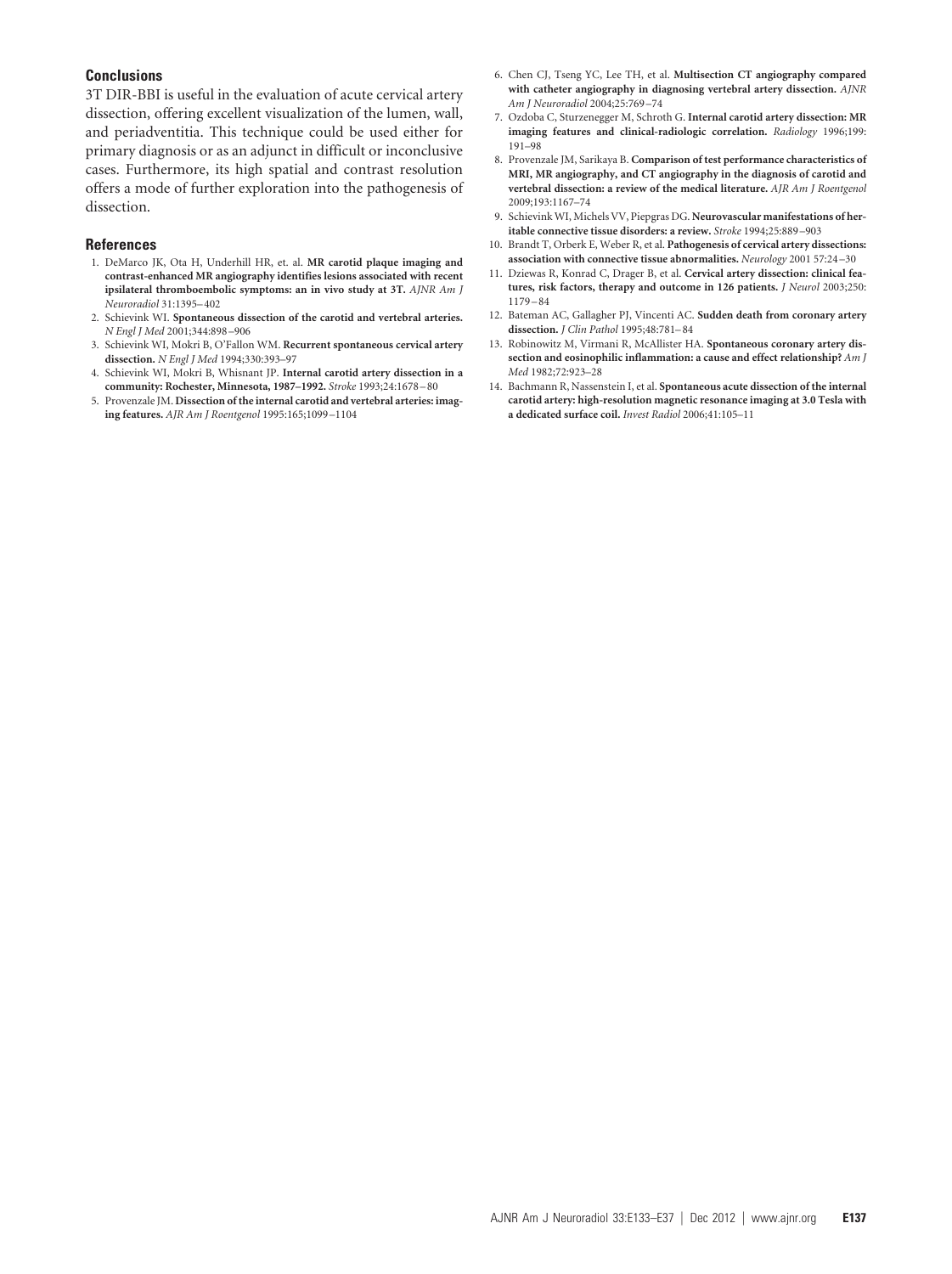## Conclusions

3T DIR-BBI is useful in the evaluation of acute cervical artery dissection, offering excellent visualization of the lumen, wall, and periadventitia. This technique could be used either for primary diagnosis or as an adjunct in difficult or inconclusive cases. Furthermore, its high spatial and contrast resolution offers a mode of further exploration into the pathogenesis of dissection.

## References

1. DeMarco JK, Ota H, Underhill HR, et. al. **MR carotid plaque imaging and contrast-enhanced MR angiography identifies lesions associated with recent ipsilateral thromboembolic symptoms: an in vivo study at 3T.** *AJNR Am J Neuroradiol* 31:1395–402
2. Schievink WI. **Spontaneous dissection of the carotid and vertebral arteries.** *N Engl J Med* 2001;344:898–906
3. Schievink WI, Mokri B, O'Fallon WM. **Recurrent spontaneous cervical artery dissection.** *N Engl J Med* 1994;330:393–97
4. Schievink WI, Mokri B, Whisnant JP. **Internal carotid artery dissection in a community: Rochester, Minnesota, 1987–1992.** *Stroke* 1993;24:1678–80
5. Provenzale JM. **Dissection of the internal carotid and vertebral arteries: imaging features.** *AJR Am J Roentgenol* 1995:165;1099–1104
6. Chen CJ, Tseng YC, Lee TH, et al. **Multisection CT angiography compared with catheter angiography in diagnosing vertebral artery dissection.** *AJNR Am J Neuroradiol* 2004;25:769–74
7. Ozdoba C, Sturzenegger M, Schroth G. **Internal carotid artery dissection: MR imaging features and clinical-radiologic correlation.** *Radiology* 1996;199: 191–98
8. Provenzale JM, Sarikaya B. **Comparison of test performance characteristics of MRI, MR angiography, and CT angiography in the diagnosis of carotid and vertebral dissection: a review of the medical literature.** *AJR Am J Roentgenol* 2009;193:1167–74
9. Schievink WI, Michels VV, Piepgras DG. **Neurovascular manifestations of heritable connective tissue disorders: a review.** *Stroke* 1994;25:889–903
10. Brandt T, Orberk E, Weber R, et al. **Pathogenesis of cervical artery dissections: association with connective tissue abnormalities.** *Neurology* 2001 57:24–30
11. Dziewas R, Konrad C, Drager B, et al. **Cervical artery dissection: clinical features, risk factors, therapy and outcome in 126 patients.** *J Neurol* 2003;250: 1179–84
12. Bateman AC, Gallagher PJ, Vincenti AC. **Sudden death from coronary artery dissection.** *J Clin Pathol* 1995;48:781–84
13. Robinowitz M, Virmani R, McAllister HA. **Spontaneous coronary artery dissection and eosinophilic inflammation: a cause and effect relationship?** *Am J Med* 1982;72:923–28
14. Bachmann R, Nassenstein I, et al. **Spontaneous acute dissection of the internal carotid artery: high-resolution magnetic resonance imaging at 3.0 Tesla with a dedicated surface coil.** *Invest Radiol* 2006;41:105–11